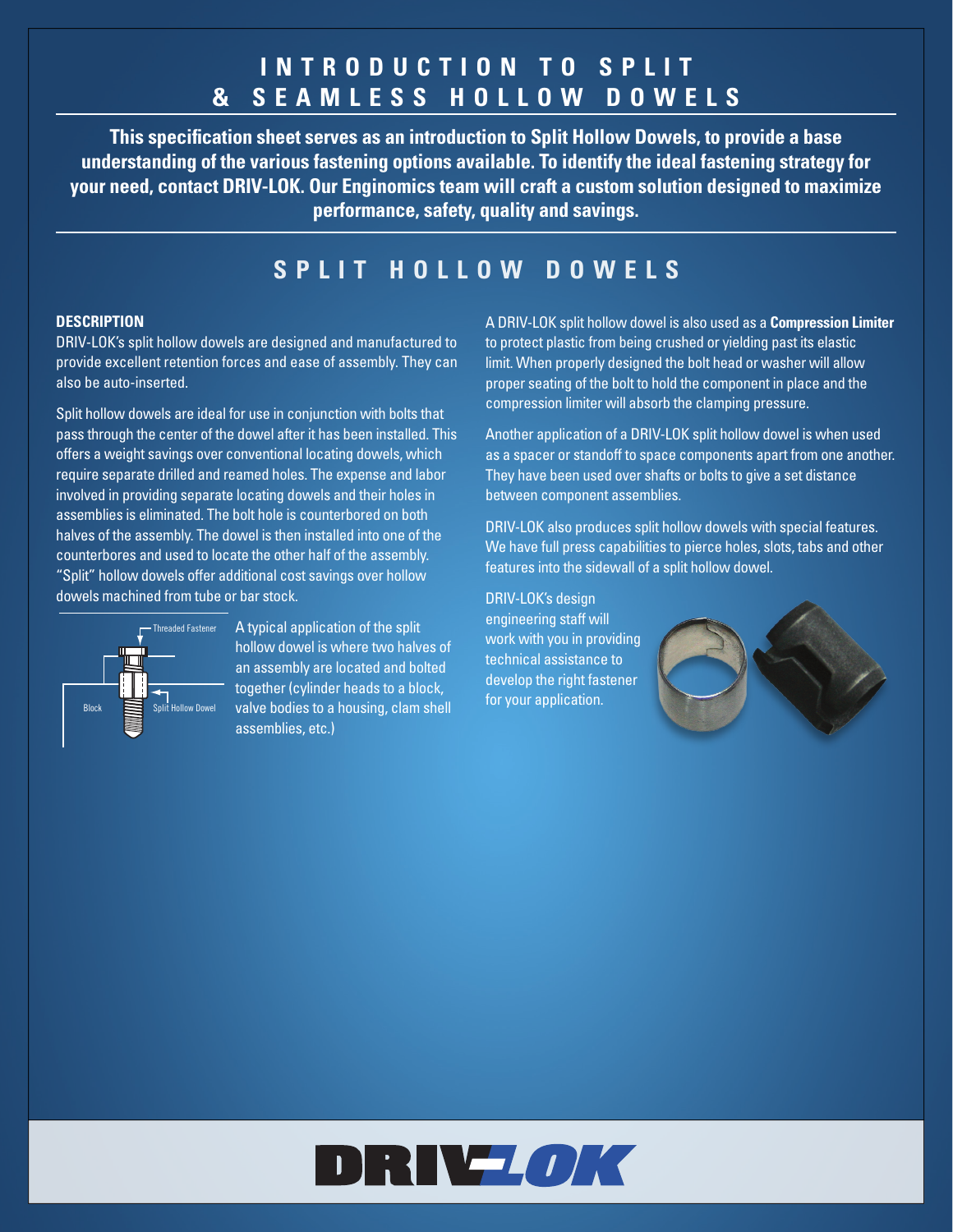# INTRODUCTION TO SPLIT & SEAMLESS HOLLOW DOWELS

**This specification sheet serves as an introduction to Split Hollow Dowels, to provide a base understanding of the various fastening options available. To identify the ideal fastening strategy for your need, contact DRIV-LOK. Our Enginomics team will craft a custom solution designed to maximize performance, safety, quality and savings.**

## SPLIT HOLLOW DOWELS

### DESCRIPTION

DRIV-LOK's split hollow dowels are designed and manufactured to provide excellent retention forces and ease of assembly. They can also be auto-inserted.

Split hollow dowels are ideal for use in conjunction with bolts that pass through the center of the dowel after it has been installed. This offers a weight savings over conventional locating dowels, which require separate drilled and reamed holes. The expense and labor involved in providing separate locating dowels and their holes in assemblies is eliminated. The bolt hole is counterbored on both halves of the assembly. The dowel is then installed into one of the counterbores and used to locate the other half of the assembly. "Split" hollow dowels offer additional cost savings over hollow dowels machined from tube or bar stock.

Threaded Fastener
Block
Split Hollow Dowel

A typical application of the split hollow dowel is where two halves of an assembly are located and bolted together (cylinder heads to a block, valve bodies to a housing, clam shell assemblies, etc.)

A DRIV-LOK split hollow dowel is also used as a **Compression Limiter** to protect plastic from being crushed or yielding past its elastic limit. When properly designed the bolt head or washer will allow proper seating of the bolt to hold the component in place and the compression limiter will absorb the clamping pressure.

Another application of a DRIV-LOK split hollow dowel is when used as a spacer or standoff to space components apart from one another. They have been used over shafts or bolts to give a set distance between component assemblies.

DRIV-LOK also produces split hollow dowels with special features. We have full press capabilities to pierce holes, slots, tabs and other features into the sidewall of a split hollow dowel.

DRIV-LOK's design engineering staff will work with you in providing technical assistance to develop the right fastener for your application.

DRIV-LOK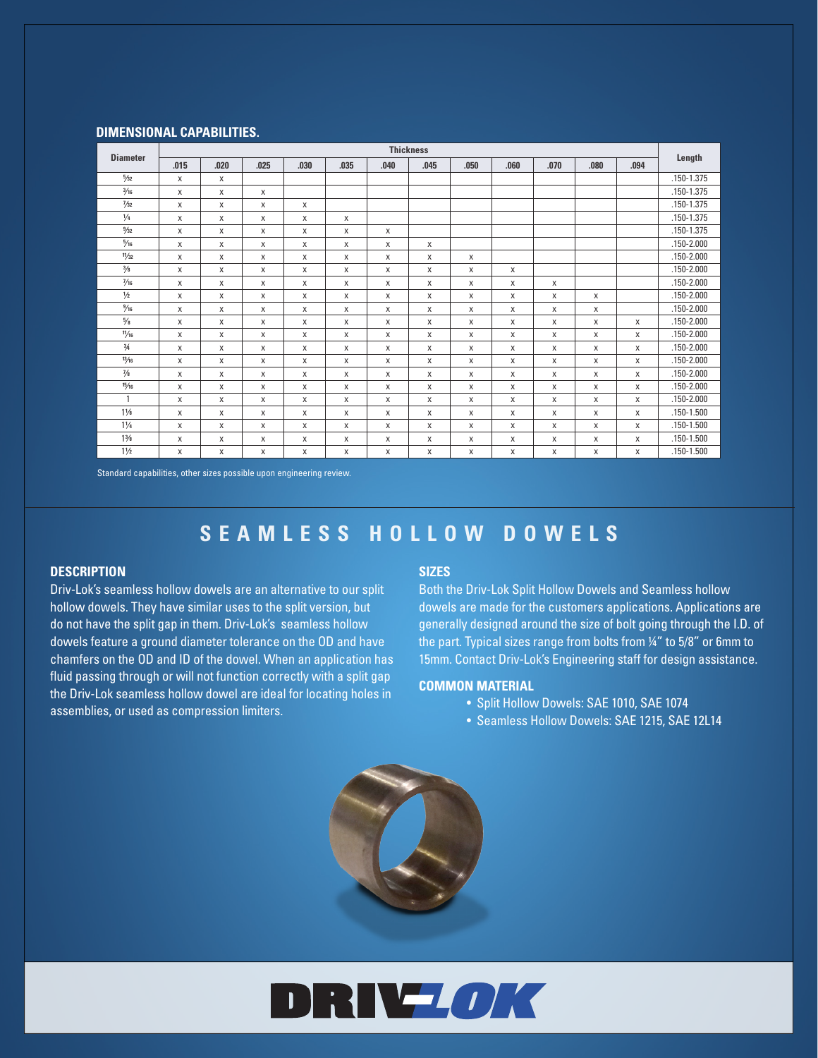## DIMENSIONAL CAPABILITIES.

| Diameter | Thickness | | | | | | | | | | | | Length |
|---|---|---|---|---|---|---|---|---|---|---|---|---|---|
| | .015 | .020 | .025 | .030 | .035 | .040 | .045 | .050 | .060 | .070 | .080 | .094 | |
| 5/32 | x | x | | | | | | | | | | | .150-1.375 |
| 3/16 | x | x | x | | | | | | | | | | .150-1.375 |
| 7/32 | x | x | x | x | | | | | | | | | .150-1.375 |
| 1/4 | x | x | x | x | x | | | | | | | | .150-1.375 |
| 9/32 | x | x | x | x | x | x | | | | | | | .150-1.375 |
| 5/16 | x | x | x | x | x | x | x | | | | | | .150-2.000 |
| 11/32 | x | x | x | x | x | x | x | x | | | | | .150-2.000 |
| 3/8 | x | x | x | x | x | x | x | x | x | | | | .150-2.000 |
| 7/16 | x | x | x | x | x | x | x | x | x | x | | | .150-2.000 |
| 1/2 | x | x | x | x | x | x | x | x | x | x | x | | .150-2.000 |
| 9/16 | x | x | x | x | x | x | x | x | x | x | x | | .150-2.000 |
| 5/8 | x | x | x | x | x | x | x | x | x | x | x | x | .150-2.000 |
| 11/16 | x | x | x | x | x | x | x | x | x | x | x | x | .150-2.000 |
| 3/4 | x | x | x | x | x | x | x | x | x | x | x | x | .150-2.000 |
| 13/16 | x | x | x | x | x | x | x | x | x | x | x | x | .150-2.000 |
| 7/8 | x | x | x | x | x | x | x | x | x | x | x | x | .150-2.000 |
| 15/16 | x | x | x | x | x | x | x | x | x | x | x | x | .150-2.000 |
| 1 | x | x | x | x | x | x | x | x | x | x | x | x | .150-2.000 |
| 1 1/8 | x | x | x | x | x | x | x | x | x | x | x | x | .150-1.500 |
| 1 1/4 | x | x | x | x | x | x | x | x | x | x | x | x | .150-1.500 |
| 1 3/8 | x | x | x | x | x | x | x | x | x | x | x | x | .150-1.500 |
| 1 1/2 | x | x | x | x | x | x | x | x | x | x | x | x | .150-1.500 |

Standard capabilities, other sizes possible upon engineering review.

# SEAMLESS HOLLOW DOWELS

### DESCRIPTION

Driv-Lok's seamless hollow dowels are an alternative to our split hollow dowels. They have similar uses to the split version, but do not have the split gap in them. Driv-Lok's seamless hollow dowels feature a ground diameter tolerance on the OD and have chamfers on the OD and ID of the dowel. When an application has fluid passing through or will not function correctly with a split gap the Driv-Lok seamless hollow dowel are ideal for locating holes in assemblies, or used as compression limiters.

### SIZES

Both the Driv-Lok Split Hollow Dowels and Seamless hollow dowels are made for the customers applications. Applications are generally designed around the size of bolt going through the I.D. of the part. Typical sizes range from bolts from ¼" to 5/8" or 6mm to 15mm. Contact Driv-Lok's Engineering staff for design assistance.

### COMMON MATERIAL

- Split Hollow Dowels: SAE 1010, SAE 1074
- Seamless Hollow Dowels: SAE 1215, SAE 12L14

DRIV-LOK